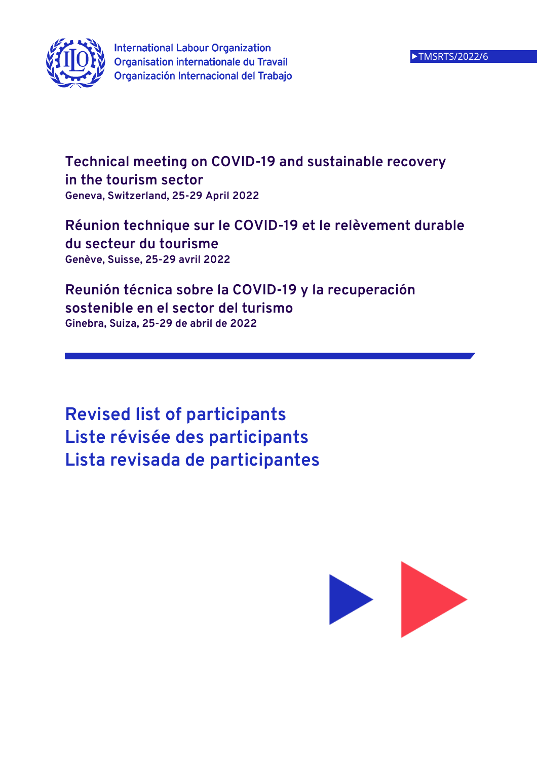International Labour Organization
Organisation internationale du Travail
Organización Internacional del Trabajo

TMSRTS/2022/6

**Technical meeting on COVID-19 and sustainable recovery in the tourism sector**
**Geneva, Switzerland, 25-29 April 2022**

**Réunion technique sur le COVID-19 et le relèvement durable du secteur du tourisme**
**Genève, Suisse, 25-29 avril 2022**

**Reunión técnica sobre la COVID-19 y la recuperación sostenible en el sector del turismo**
**Ginebra, Suiza, 25-29 de abril de 2022**

# Revised list of participants
# Liste révisée des participants
# Lista revisada de participantes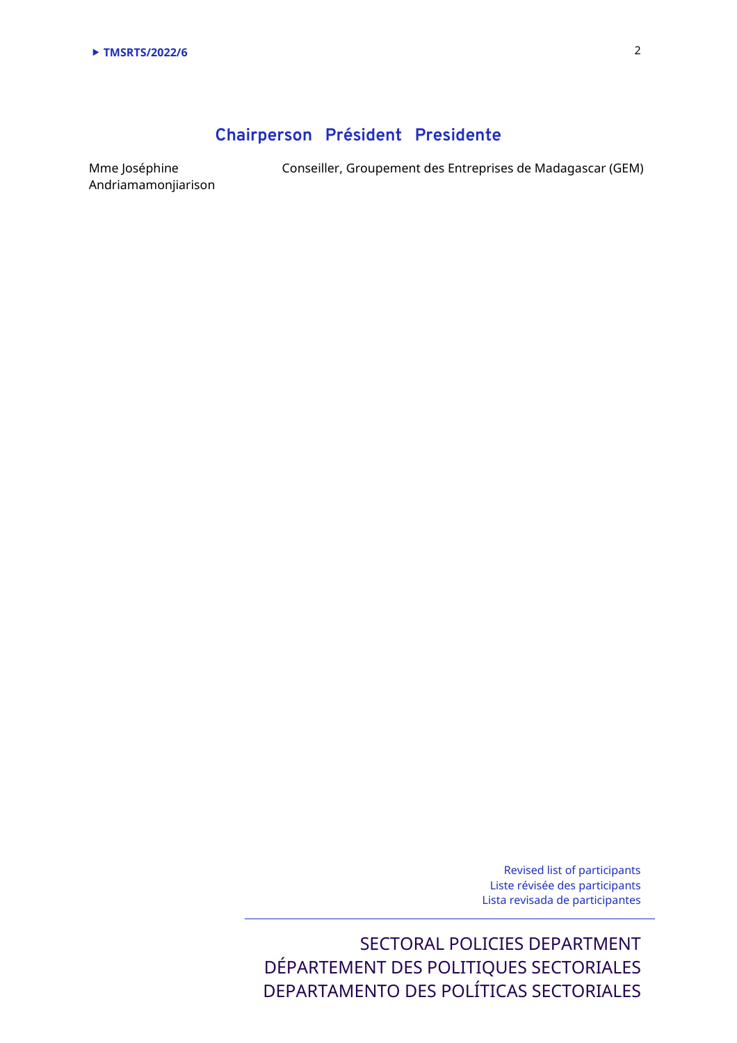## Chairperson Président Presidente

| | |
|---|---|
| Mme Joséphine Andriamamonjiarison | Conseiller, Groupement des Entreprises de Madagascar (GEM) |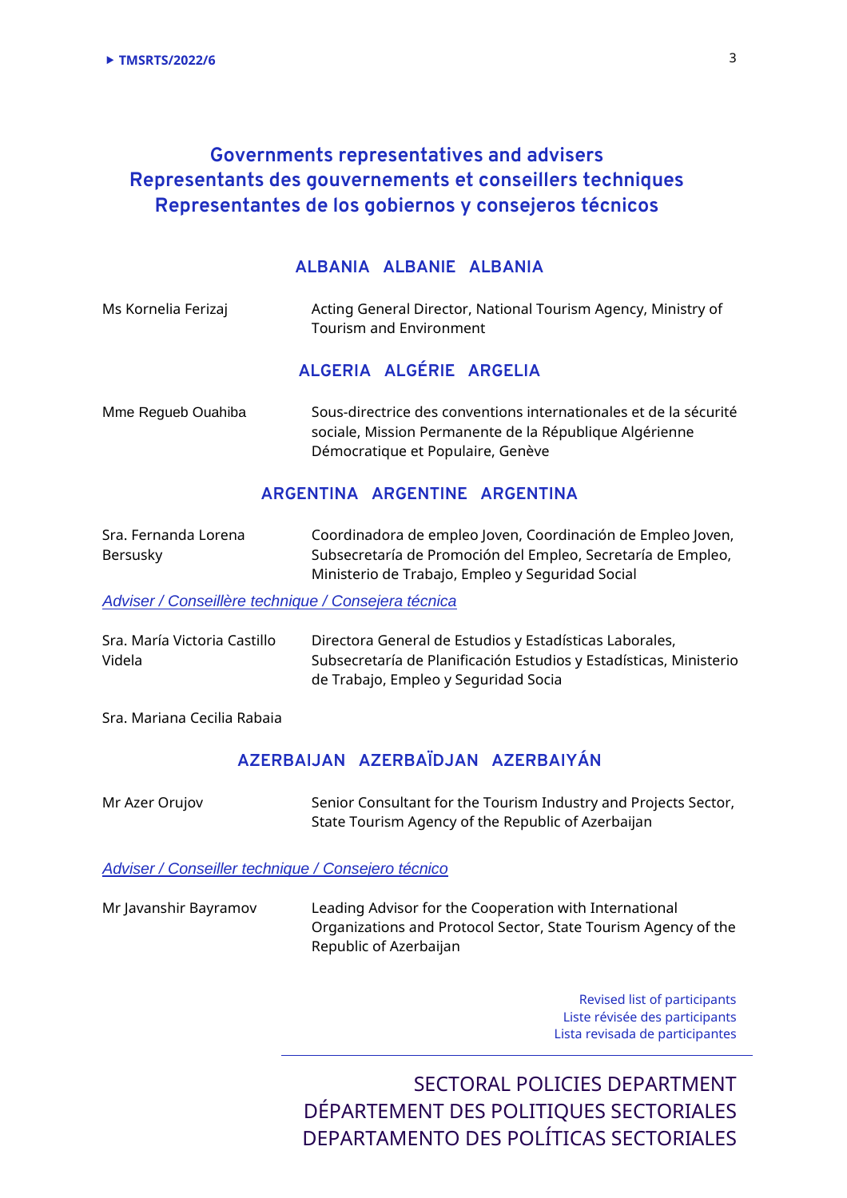## Governments representatives and advisers
## Representants des gouvernements et conseillers techniques
## Representantes de los gobiernos y consejeros técnicos

### ALBANIA ALBANIE ALBANIA

Ms Kornelia Ferizaj — Acting General Director, National Tourism Agency, Ministry of Tourism and Environment

### ALGERIA ALGÉRIE ARGELIA

Mme Regueb Ouahiba — Sous-directrice des conventions internationales et de la sécurité sociale, Mission Permanente de la République Algérienne Démocratique et Populaire, Genève

### ARGENTINA ARGENTINE ARGENTINA

Sra. Fernanda Lorena Bersusky — Coordinadora de empleo Joven, Coordinación de Empleo Joven, Subsecretaría de Promoción del Empleo, Secretaría de Empleo, Ministerio de Trabajo, Empleo y Seguridad Social

*Adviser / Conseillère technique / Consejera técnica*

Sra. María Victoria Castillo Videla — Directora General de Estudios y Estadísticas Laborales, Subsecretaría de Planificación Estudios y Estadísticas, Ministerio de Trabajo, Empleo y Seguridad Socia

Sra. Mariana Cecilia Rabaia

### AZERBAIJAN AZERBAÏDJAN AZERBAIYÁN

Mr Azer Orujov — Senior Consultant for the Tourism Industry and Projects Sector, State Tourism Agency of the Republic of Azerbaijan

*Adviser / Conseiller technique / Consejero técnico*

Mr Javanshir Bayramov — Leading Advisor for the Cooperation with International Organizations and Protocol Sector, State Tourism Agency of the Republic of Azerbaijan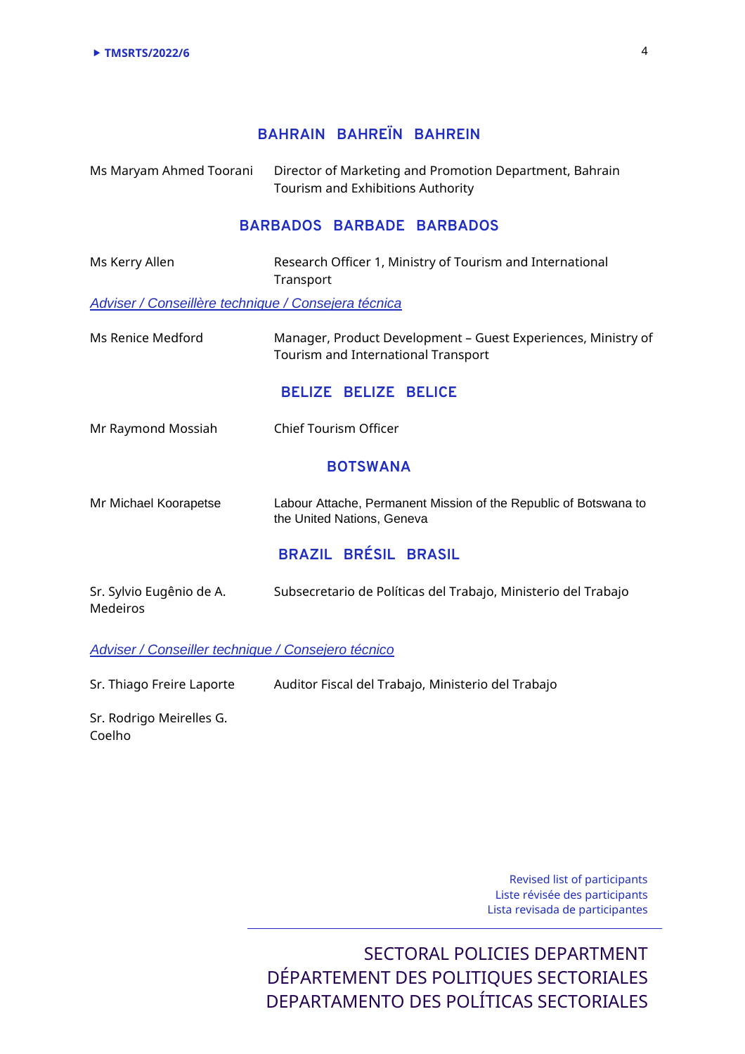## BAHRAIN BAHREÏN BAHREIN

Ms Maryam Ahmed Toorani — Director of Marketing and Promotion Department, Bahrain Tourism and Exhibitions Authority

## BARBADOS BARBADE BARBADOS

Ms Kerry Allen — Research Officer 1, Ministry of Tourism and International Transport

*Adviser / Conseillère technique / Consejera técnica*

Ms Renice Medford — Manager, Product Development – Guest Experiences, Ministry of Tourism and International Transport

## BELIZE BELIZE BELICE

Mr Raymond Mossiah — Chief Tourism Officer

## BOTSWANA

Mr Michael Koorapetse — Labour Attache, Permanent Mission of the Republic of Botswana to the United Nations, Geneva

## BRAZIL BRÉSIL BRASIL

Sr. Sylvio Eugênio de A. Medeiros — Subsecretario de Políticas del Trabajo, Ministerio del Trabajo

*Adviser / Conseiller technique / Consejero técnico*

Sr. Thiago Freire Laporte — Auditor Fiscal del Trabajo, Ministerio del Trabajo

Sr. Rodrigo Meirelles G. Coelho

Revised list of participants
Liste révisée des participants
Lista revisada de participantes

SECTORAL POLICIES DEPARTMENT
DÉPARTEMENT DES POLITIQUES SECTORIALES
DEPARTAMENTO DES POLÍTICAS SECTORIALES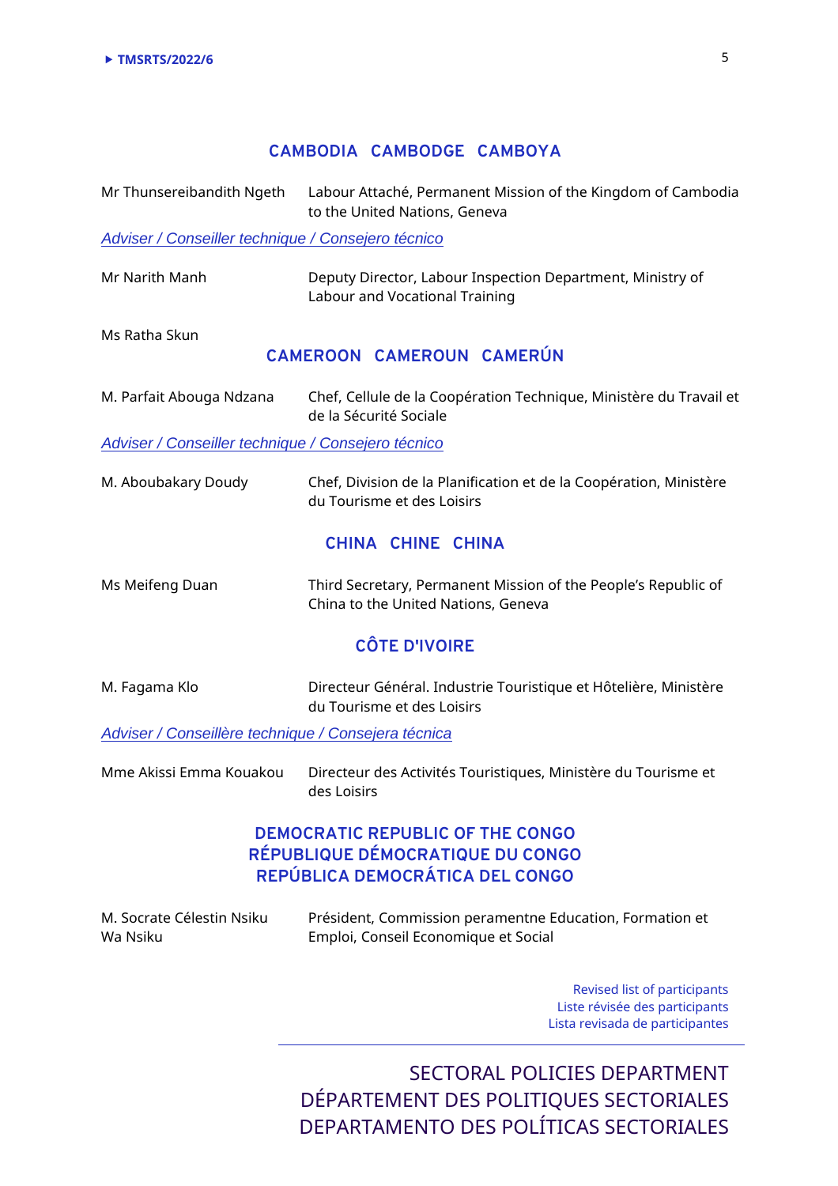## CAMBODIA CAMBODGE CAMBOYA

| | |
|---|---|
| Mr Thunsereibandith Ngeth | Labour Attaché, Permanent Mission of the Kingdom of Cambodia to the United Nations, Geneva |

*Adviser / Conseiller technique / Consejero técnico*

| | |
|---|---|
| Mr Narith Manh | Deputy Director, Labour Inspection Department, Ministry of Labour and Vocational Training |
| Ms Ratha Skun | |

## CAMEROON CAMEROUN CAMERÚN

| | |
|---|---|
| M. Parfait Abouga Ndzana | Chef, Cellule de la Coopération Technique, Ministère du Travail et de la Sécurité Sociale |

*Adviser / Conseiller technique / Consejero técnico*

| | |
|---|---|
| M. Aboubakary Doudy | Chef, Division de la Planification et de la Coopération, Ministère du Tourisme et des Loisirs |

## CHINA CHINE CHINA

| | |
|---|---|
| Ms Meifeng Duan | Third Secretary, Permanent Mission of the People's Republic of China to the United Nations, Geneva |

## CÔTE D'IVOIRE

| | |
|---|---|
| M. Fagama Klo | Directeur Général. Industrie Touristique et Hôtelière, Ministère du Tourisme et des Loisirs |

*Adviser / Conseillère technique / Consejera técnica*

| | |
|---|---|
| Mme Akissi Emma Kouakou | Directeur des Activités Touristiques, Ministère du Tourisme et des Loisirs |

## DEMOCRATIC REPUBLIC OF THE CONGO RÉPUBLIQUE DÉMOCRATIQUE DU CONGO REPÚBLICA DEMOCRÁTICA DEL CONGO

| | |
|---|---|
| M. Socrate Célestin Nsiku Wa Nsiku | Président, Commission peramentne Education, Formation et Emploi, Conseil Economique et Social |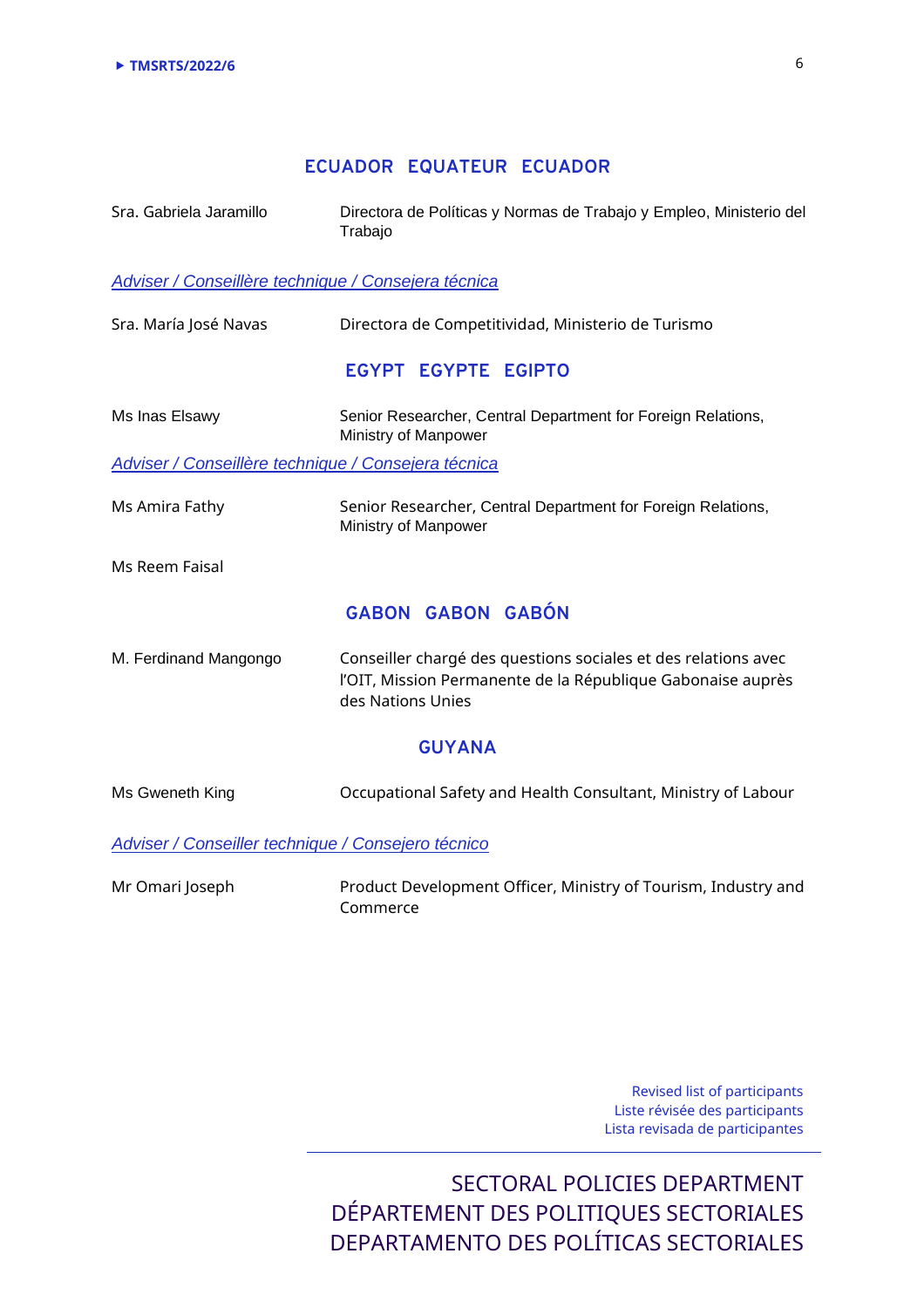## ECUADOR EQUATEUR ECUADOR

| | |
|---|---|
| Sra. Gabriela Jaramillo | Directora de Políticas y Normas de Trabajo y Empleo, Ministerio del Trabajo |

*Adviser / Conseillère technique / Consejera técnica*

| | |
|---|---|
| Sra. María José Navas | Directora de Competitividad, Ministerio de Turismo |

## EGYPT EGYPTE EGIPTO

| | |
|---|---|
| Ms Inas Elsawy | Senior Researcher, Central Department for Foreign Relations, Ministry of Manpower |

*Adviser / Conseillère technique / Consejera técnica*

| | |
|---|---|
| Ms Amira Fathy | Senior Researcher, Central Department for Foreign Relations, Ministry of Manpower |
| Ms Reem Faisal | |

## GABON GABON GABÓN

| | |
|---|---|
| M. Ferdinand Mangongo | Conseiller chargé des questions sociales et des relations avec l'OIT, Mission Permanente de la République Gabonaise auprès des Nations Unies |

## GUYANA

| | |
|---|---|
| Ms Gweneth King | Occupational Safety and Health Consultant, Ministry of Labour |

*Adviser / Conseiller technique / Consejero técnico*

| | |
|---|---|
| Mr Omari Joseph | Product Development Officer, Ministry of Tourism, Industry and Commerce |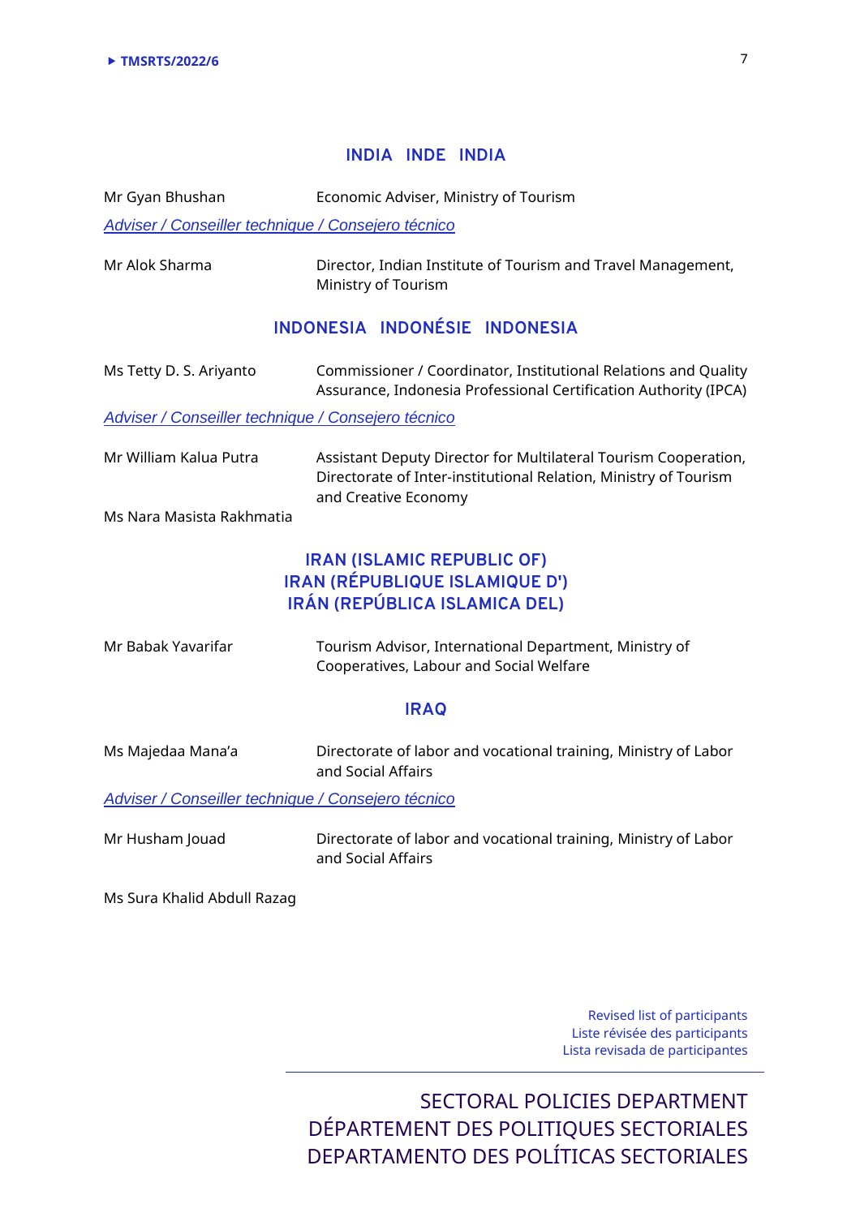## INDIA INDE INDIA

Mr Gyan Bhushan — Economic Adviser, Ministry of Tourism

*Adviser / Conseiller technique / Consejero técnico*

Mr Alok Sharma — Director, Indian Institute of Tourism and Travel Management, Ministry of Tourism

## INDONESIA INDONÉSIE INDONESIA

Ms Tetty D. S. Ariyanto — Commissioner / Coordinator, Institutional Relations and Quality Assurance, Indonesia Professional Certification Authority (IPCA)

*Adviser / Conseiller technique / Consejero técnico*

Mr William Kalua Putra — Assistant Deputy Director for Multilateral Tourism Cooperation, Directorate of Inter-institutional Relation, Ministry of Tourism and Creative Economy

Ms Nara Masista Rakhmatia

## IRAN (ISLAMIC REPUBLIC OF) IRAN (RÉPUBLIQUE ISLAMIQUE D') IRÁN (REPÚBLICA ISLAMICA DEL)

Mr Babak Yavarifar — Tourism Advisor, International Department, Ministry of Cooperatives, Labour and Social Welfare

## IRAQ

Ms Majedaa Mana'a — Directorate of labor and vocational training, Ministry of Labor and Social Affairs

*Adviser / Conseiller technique / Consejero técnico*

Mr Husham Jouad — Directorate of labor and vocational training, Ministry of Labor and Social Affairs

Ms Sura Khalid Abdull Razag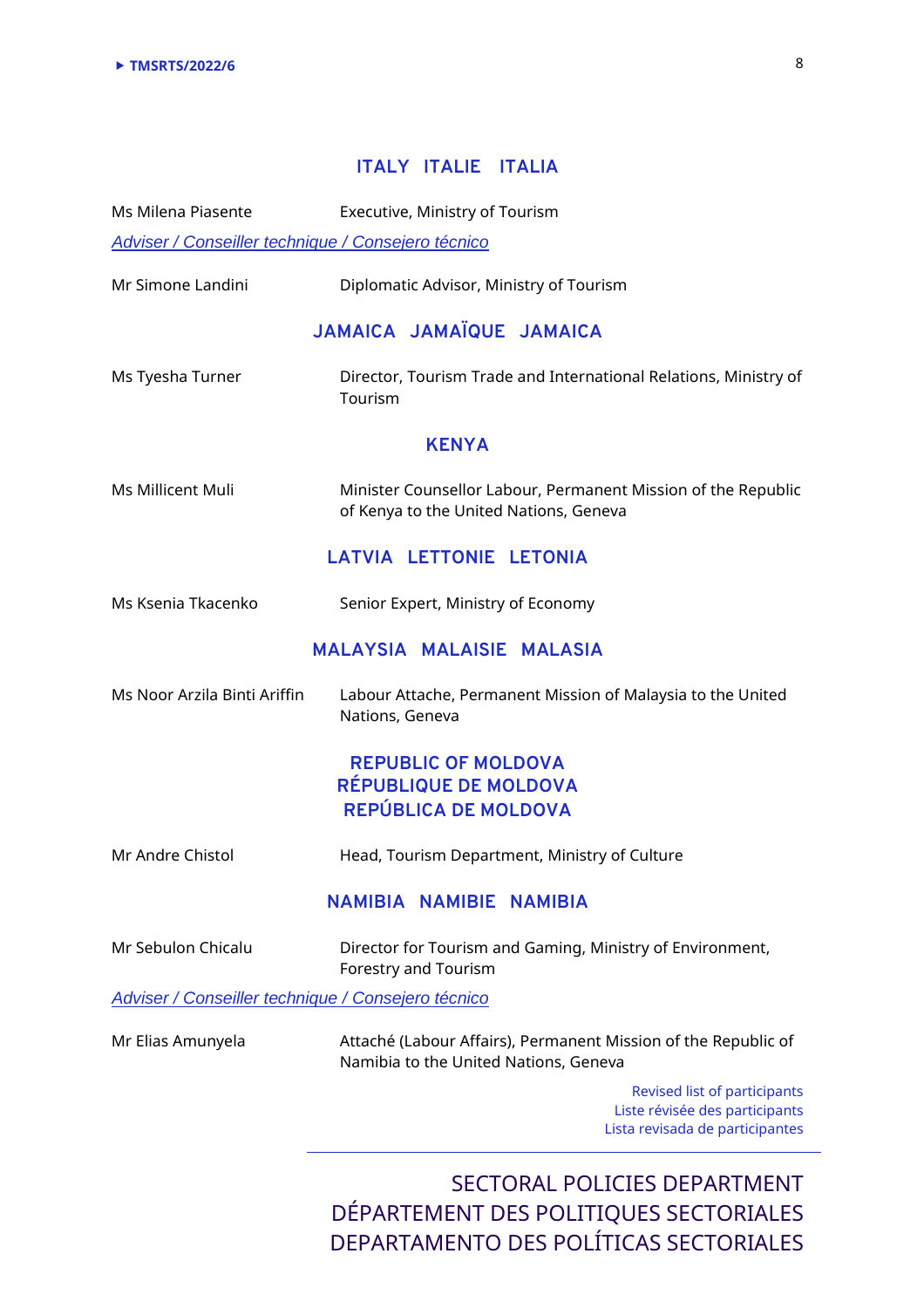## ITALY ITALIE ITALIA

Ms Milena Piasente — Executive, Ministry of Tourism

*Adviser / Conseiller technique / Consejero técnico*

Mr Simone Landini — Diplomatic Advisor, Ministry of Tourism

## JAMAICA JAMAÏQUE JAMAICA

Ms Tyesha Turner — Director, Tourism Trade and International Relations, Ministry of Tourism

## KENYA

Ms Millicent Muli — Minister Counsellor Labour, Permanent Mission of the Republic of Kenya to the United Nations, Geneva

## LATVIA LETTONIE LETONIA

Ms Ksenia Tkacenko — Senior Expert, Ministry of Economy

## MALAYSIA MALAISIE MALASIA

Ms Noor Arzila Binti Ariffin — Labour Attache, Permanent Mission of Malaysia to the United Nations, Geneva

## REPUBLIC OF MOLDOVA RÉPUBLIQUE DE MOLDOVA REPÚBLICA DE MOLDOVA

Mr Andre Chistol — Head, Tourism Department, Ministry of Culture

## NAMIBIA NAMIBIE NAMIBIA

Mr Sebulon Chicalu — Director for Tourism and Gaming, Ministry of Environment, Forestry and Tourism

*Adviser / Conseiller technique / Consejero técnico*

Mr Elias Amunyela — Attaché (Labour Affairs), Permanent Mission of the Republic of Namibia to the United Nations, Geneva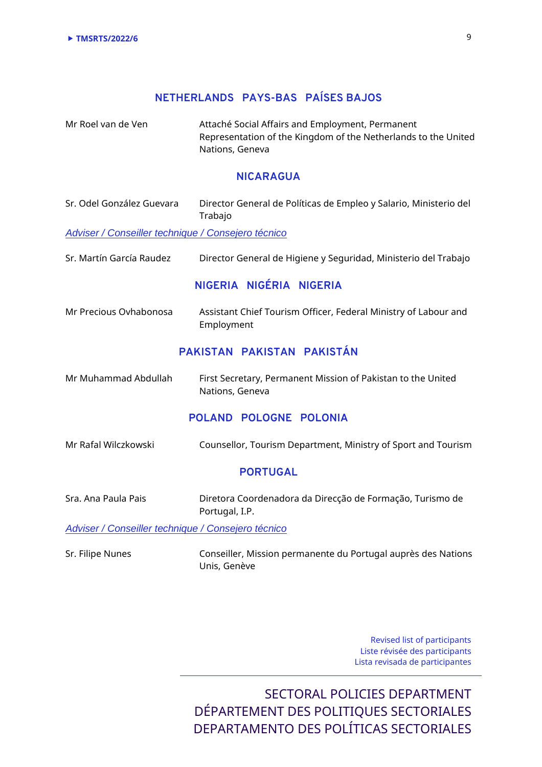## NETHERLANDS PAYS-BAS PAÍSES BAJOS

| | |
|---|---|
| Mr Roel van de Ven | Attaché Social Affairs and Employment, Permanent Representation of the Kingdom of the Netherlands to the United Nations, Geneva |

## NICARAGUA

| | |
|---|---|
| Sr. Odel González Guevara | Director General de Políticas de Empleo y Salario, Ministerio del Trabajo |

*Adviser / Conseiller technique / Consejero técnico*

| | |
|---|---|
| Sr. Martín García Raudez | Director General de Higiene y Seguridad, Ministerio del Trabajo |

## NIGERIA NIGÉRIA NIGERIA

| | |
|---|---|
| Mr Precious Ovhabonosa | Assistant Chief Tourism Officer, Federal Ministry of Labour and Employment |

## PAKISTAN PAKISTAN PAKISTÁN

| | |
|---|---|
| Mr Muhammad Abdullah | First Secretary, Permanent Mission of Pakistan to the United Nations, Geneva |

## POLAND POLOGNE POLONIA

| | |
|---|---|
| Mr Rafal Wilczkowski | Counsellor, Tourism Department, Ministry of Sport and Tourism |

## PORTUGAL

| | |
|---|---|
| Sra. Ana Paula Pais | Diretora Coordenadora da Direcção de Formação, Turismo de Portugal, I.P. |

*Adviser / Conseiller technique / Consejero técnico*

| | |
|---|---|
| Sr. Filipe Nunes | Conseiller, Mission permanente du Portugal auprès des Nations Unis, Genève |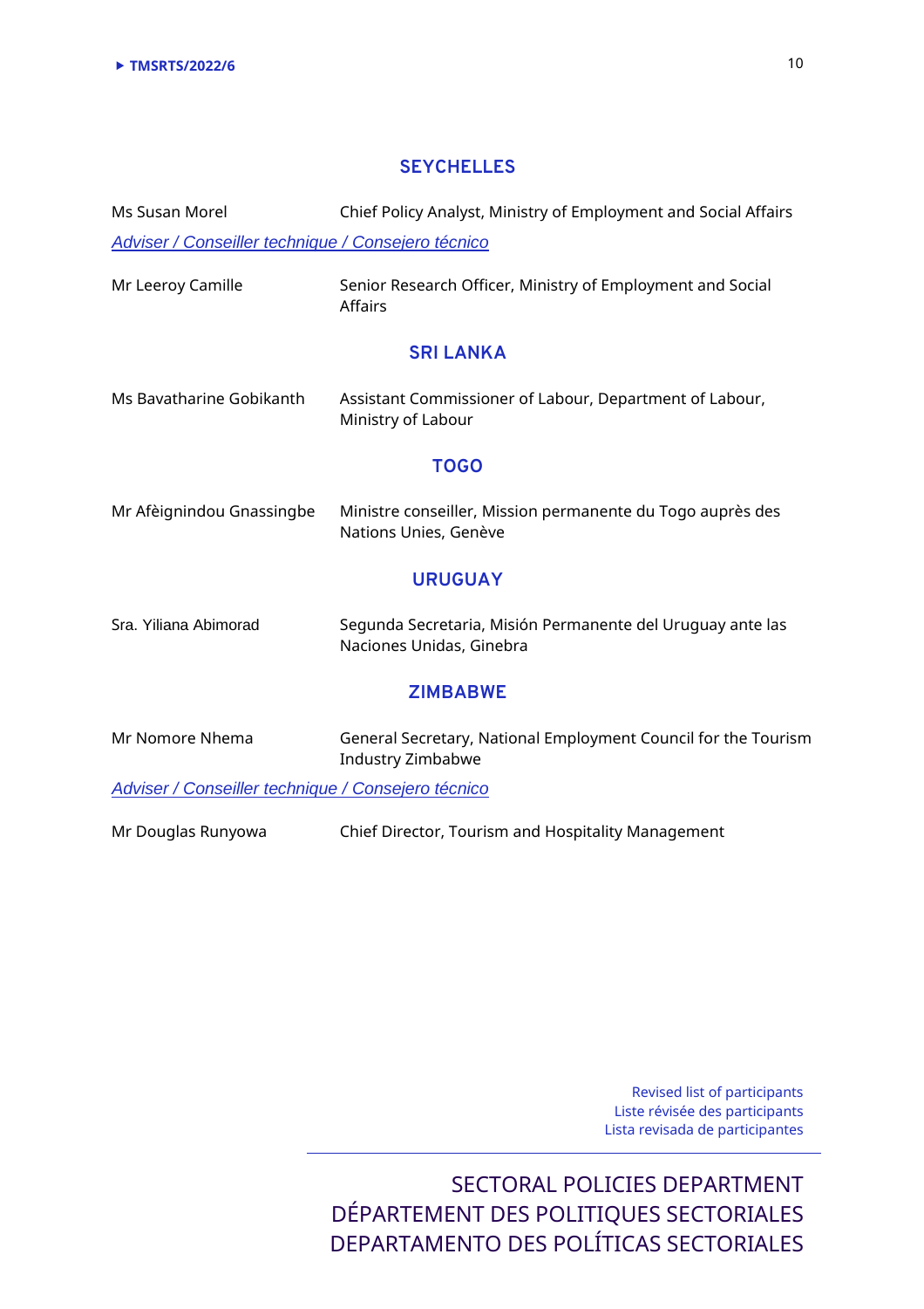## SEYCHELLES

| | |
|---|---|
| Ms Susan Morel | Chief Policy Analyst, Ministry of Employment and Social Affairs |

*Adviser / Conseiller technique / Consejero técnico*

| | |
|---|---|
| Mr Leeroy Camille | Senior Research Officer, Ministry of Employment and Social Affairs |

## SRI LANKA

| | |
|---|---|
| Ms Bavatharine Gobikanth | Assistant Commissioner of Labour, Department of Labour, Ministry of Labour |

## TOGO

| | |
|---|---|
| Mr Afèignindou Gnassingbe | Ministre conseiller, Mission permanente du Togo auprès des Nations Unies, Genève |

## URUGUAY

| | |
|---|---|
| Sra. Yiliana Abimorad | Segunda Secretaria, Misión Permanente del Uruguay ante las Naciones Unidas, Ginebra |

## ZIMBABWE

| | |
|---|---|
| Mr Nomore Nhema | General Secretary, National Employment Council for the Tourism Industry Zimbabwe |

*Adviser / Conseiller technique / Consejero técnico*

| | |
|---|---|
| Mr Douglas Runyowa | Chief Director, Tourism and Hospitality Management |

Revised list of participants
Liste révisée des participants
Lista revisada de participantes

SECTORAL POLICIES DEPARTMENT
DÉPARTEMENT DES POLITIQUES SECTORIALES
DEPARTAMENTO DES POLÍTICAS SECTORIALES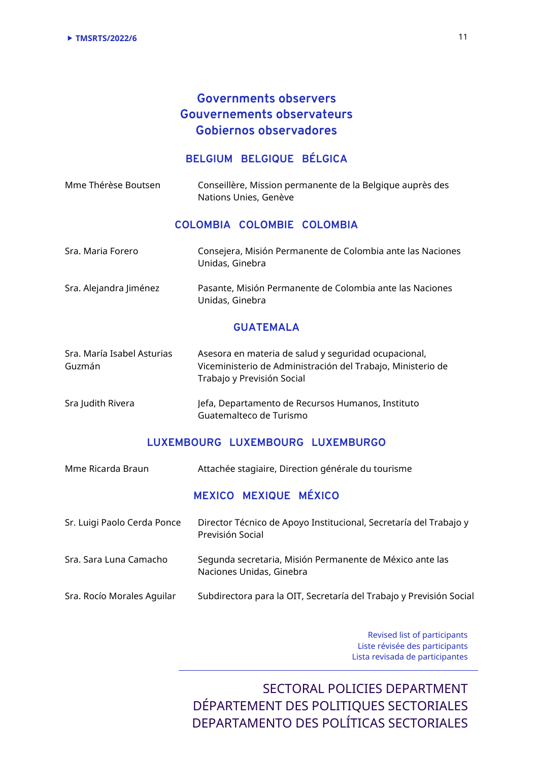## Governments observers
## Gouvernements observateurs
## Gobiernos observadores

### BELGIUM BELGIQUE BÉLGICA

Mme Thérèse Boutsen — Conseillère, Mission permanente de la Belgique auprès des Nations Unies, Genève

### COLOMBIA COLOMBIE COLOMBIA

Sra. Maria Forero — Consejera, Misión Permanente de Colombia ante las Naciones Unidas, Ginebra

Sra. Alejandra Jiménez — Pasante, Misión Permanente de Colombia ante las Naciones Unidas, Ginebra

### GUATEMALA

Sra. María Isabel Asturias Guzmán — Asesora en materia de salud y seguridad ocupacional, Viceministerio de Administración del Trabajo, Ministerio de Trabajo y Previsión Social

Sra Judith Rivera — Jefa, Departamento de Recursos Humanos, Instituto Guatemalteco de Turismo

### LUXEMBOURG LUXEMBOURG LUXEMBURGO

Mme Ricarda Braun — Attachée stagiaire, Direction générale du tourisme

### MEXICO MEXIQUE MÉXICO

Sr. Luigi Paolo Cerda Ponce — Director Técnico de Apoyo Institucional, Secretaría del Trabajo y Previsión Social

Sra. Sara Luna Camacho — Segunda secretaria, Misión Permanente de México ante las Naciones Unidas, Ginebra

Sra. Rocío Morales Aguilar — Subdirectora para la OIT, Secretaría del Trabajo y Previsión Social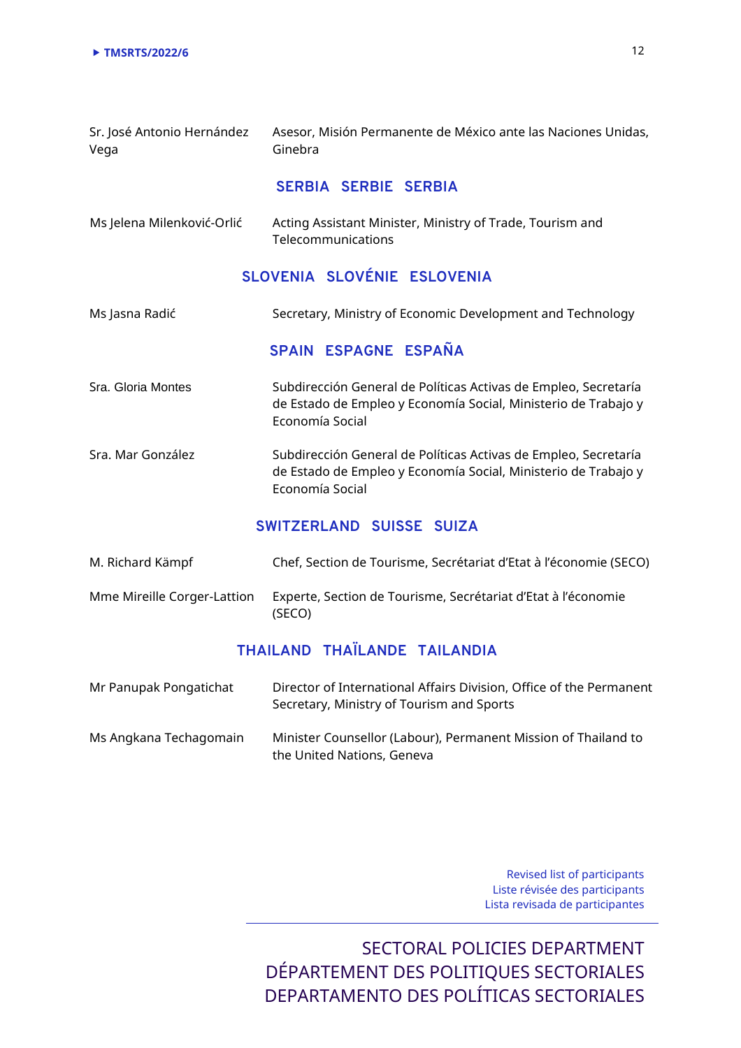Sr. José Antonio Hernández Vega — Asesor, Misión Permanente de México ante las Naciones Unidas, Ginebra

## SERBIA SERBIE SERBIA

Ms Jelena Milenković-Orlić — Acting Assistant Minister, Ministry of Trade, Tourism and Telecommunications

## SLOVENIA SLOVÉNIE ESLOVENIA

Ms Jasna Radić — Secretary, Ministry of Economic Development and Technology

## SPAIN ESPAGNE ESPAÑA

Sra. Gloria Montes — Subdirección General de Políticas Activas de Empleo, Secretaría de Estado de Empleo y Economía Social, Ministerio de Trabajo y Economía Social

Sra. Mar González — Subdirección General de Políticas Activas de Empleo, Secretaría de Estado de Empleo y Economía Social, Ministerio de Trabajo y Economía Social

## SWITZERLAND SUISSE SUIZA

M. Richard Kämpf — Chef, Section de Tourisme, Secrétariat d'Etat à l'économie (SECO)

Mme Mireille Corger-Lattion — Experte, Section de Tourisme, Secrétariat d'Etat à l'économie (SECO)

## THAILAND THAÏLANDE TAILANDIA

Mr Panupak Pongatichat — Director of International Affairs Division, Office of the Permanent Secretary, Ministry of Tourism and Sports

Ms Angkana Techagomain — Minister Counsellor (Labour), Permanent Mission of Thailand to the United Nations, Geneva

Revised list of participants
Liste révisée des participants
Lista revisada de participantes

SECTORAL POLICIES DEPARTMENT
DÉPARTEMENT DES POLITIQUES SECTORIALES
DEPARTAMENTO DES POLÍTICAS SECTORIALES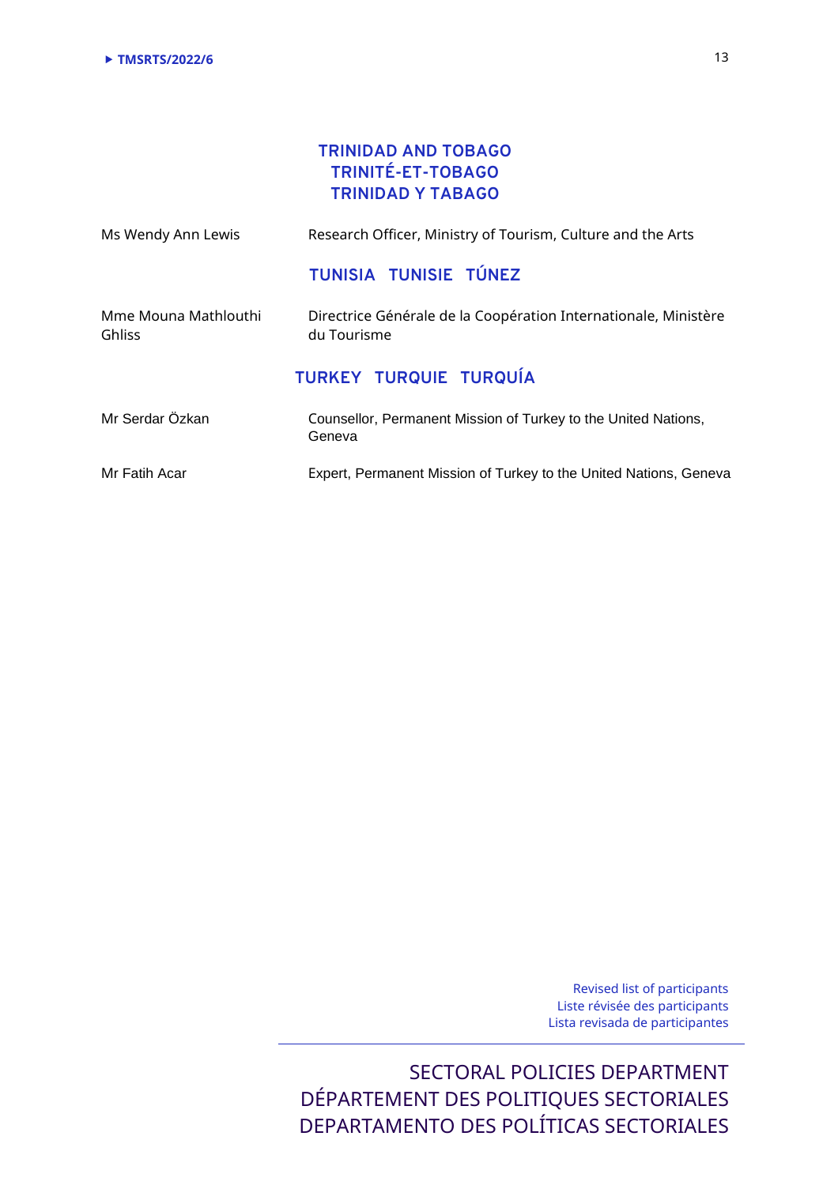## TRINIDAD AND TOBAGO
## TRINITÉ-ET-TOBAGO
## TRINIDAD Y TABAGO

| | |
|---|---|
| Ms Wendy Ann Lewis | Research Officer, Ministry of Tourism, Culture and the Arts |

## TUNISIA TUNISIE TÚNEZ

| | |
|---|---|
| Mme Mouna Mathlouthi Ghliss | Directrice Générale de la Coopération Internationale, Ministère du Tourisme |

## TURKEY TURQUIE TURQUÍA

| | |
|---|---|
| Mr Serdar Özkan | Counsellor, Permanent Mission of Turkey to the United Nations, Geneva |
| Mr Fatih Acar | Expert, Permanent Mission of Turkey to the United Nations, Geneva |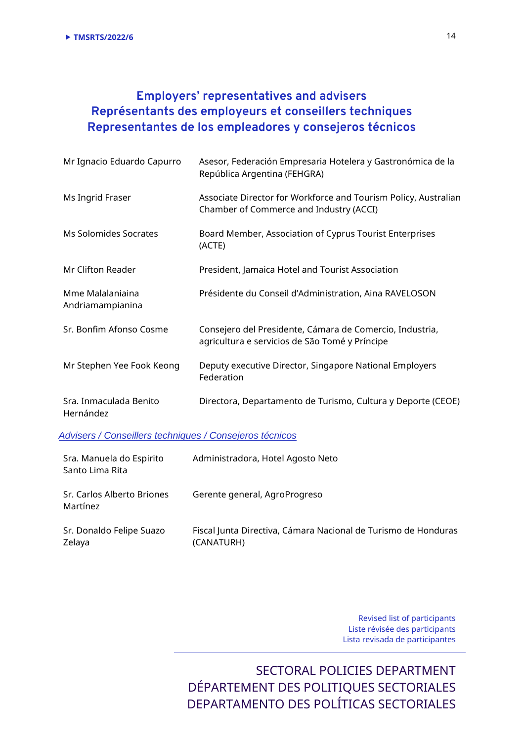## Employers' representatives and advisers
## Représentants des employeurs et conseillers techniques
## Representantes de los empleadores y consejeros técnicos

| | |
|---|---|
| Mr Ignacio Eduardo Capurro | Asesor, Federación Empresaria Hotelera y Gastronómica de la República Argentina (FEHGRA) |
| Ms Ingrid Fraser | Associate Director for Workforce and Tourism Policy, Australian Chamber of Commerce and Industry (ACCI) |
| Ms Solomides Socrates | Board Member, Association of Cyprus Tourist Enterprises (ACTE) |
| Mr Clifton Reader | President, Jamaica Hotel and Tourist Association |
| Mme Malalaniaina Andriamampianina | Présidente du Conseil d'Administration, Aina RAVELOSON |
| Sr. Bonfim Afonso Cosme | Consejero del Presidente, Cámara de Comercio, Industria, agricultura e servicios de São Tomé y Príncipe |
| Mr Stephen Yee Fook Keong | Deputy executive Director, Singapore National Employers Federation |
| Sra. Inmaculada Benito Hernández | Directora, Departamento de Turismo, Cultura y Deporte (CEOE) |

*Advisers / Conseillers techniques / Consejeros técnicos*

| | |
|---|---|
| Sra. Manuela do Espirito Santo Lima Rita | Administradora, Hotel Agosto Neto |
| Sr. Carlos Alberto Briones Martínez | Gerente general, AgroProgreso |
| Sr. Donaldo Felipe Suazo Zelaya | Fiscal Junta Directiva, Cámara Nacional de Turismo de Honduras (CANATURH) |

Revised list of participants
Liste révisée des participants
Lista revisada de participantes

SECTORAL POLICIES DEPARTMENT
DÉPARTEMENT DES POLITIQUES SECTORIALES
DEPARTAMENTO DES POLÍTICAS SECTORIALES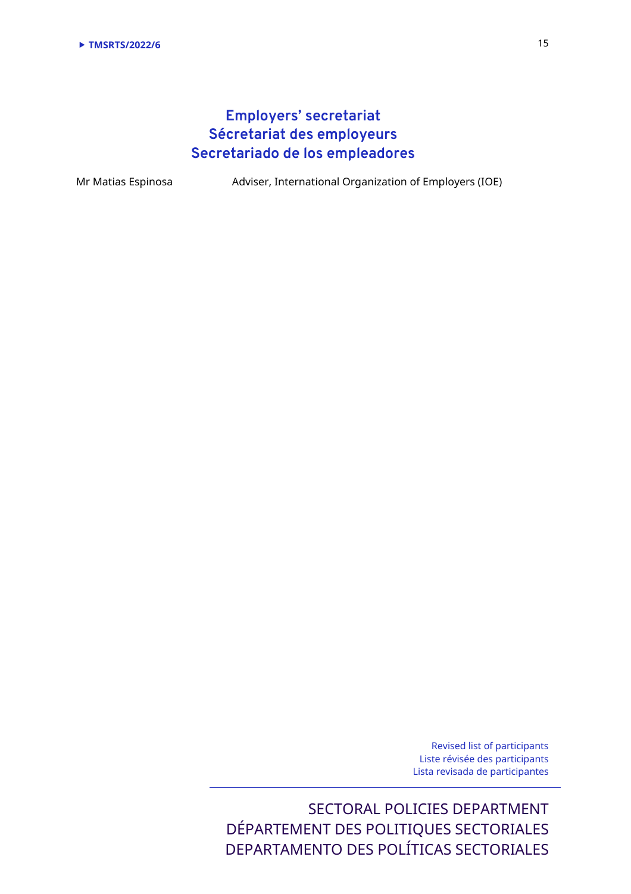## Employers' secretariat
## Sécretariat des employeurs
## Secretariado de los empleadores

| | |
|---|---|
| Mr Matias Espinosa | Adviser, International Organization of Employers (IOE) |

Revised list of participants
Liste révisée des participants
Lista revisada de participantes

SECTORAL POLICIES DEPARTMENT
DÉPARTEMENT DES POLITIQUES SECTORIALES
DEPARTAMENTO DES POLÍTICAS SECTORIALES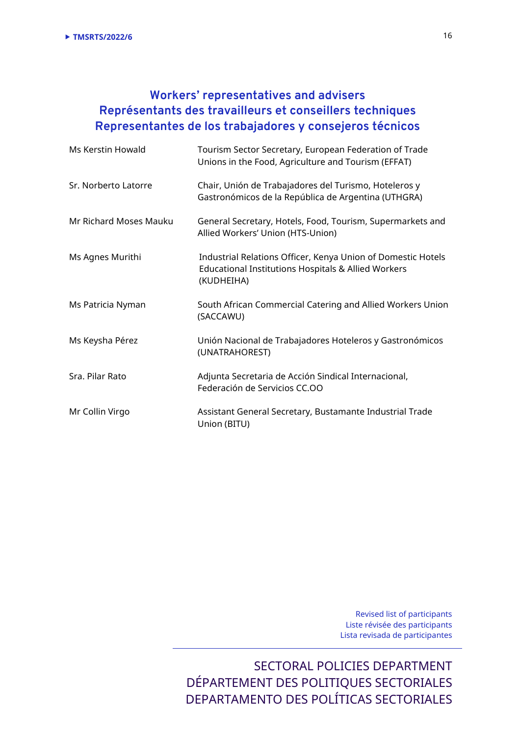## Workers’ representatives and advisers
## Représentants des travailleurs et conseillers techniques
## Representantes de los trabajadores y consejeros técnicos

| | |
|---|---|
| Ms Kerstin Howald | Tourism Sector Secretary, European Federation of Trade Unions in the Food, Agriculture and Tourism (EFFAT) |
| Sr. Norberto Latorre | Chair, Unión de Trabajadores del Turismo, Hoteleros y Gastronómicos de la República de Argentina (UTHGRA) |
| Mr Richard Moses Mauku | General Secretary, Hotels, Food, Tourism, Supermarkets and Allied Workers’ Union (HTS-Union) |
| Ms Agnes Murithi | Industrial Relations Officer, Kenya Union of Domestic Hotels Educational Institutions Hospitals & Allied Workers (KUDHEIHA) |
| Ms Patricia Nyman | South African Commercial Catering and Allied Workers Union (SACCAWU) |
| Ms Keysha Pérez | Unión Nacional de Trabajadores Hoteleros y Gastronómicos (UNATRAHOREST) |
| Sra. Pilar Rato | Adjunta Secretaria de Acción Sindical Internacional, Federación de Servicios CC.OO |
| Mr Collin Virgo | Assistant General Secretary, Bustamante Industrial Trade Union (BITU) |

Revised list of participants
Liste révisée des participants
Lista revisada de participantes

SECTORAL POLICIES DEPARTMENT
DÉPARTEMENT DES POLITIQUES SECTORIALES
DEPARTAMENTO DES POLÍTICAS SECTORIALES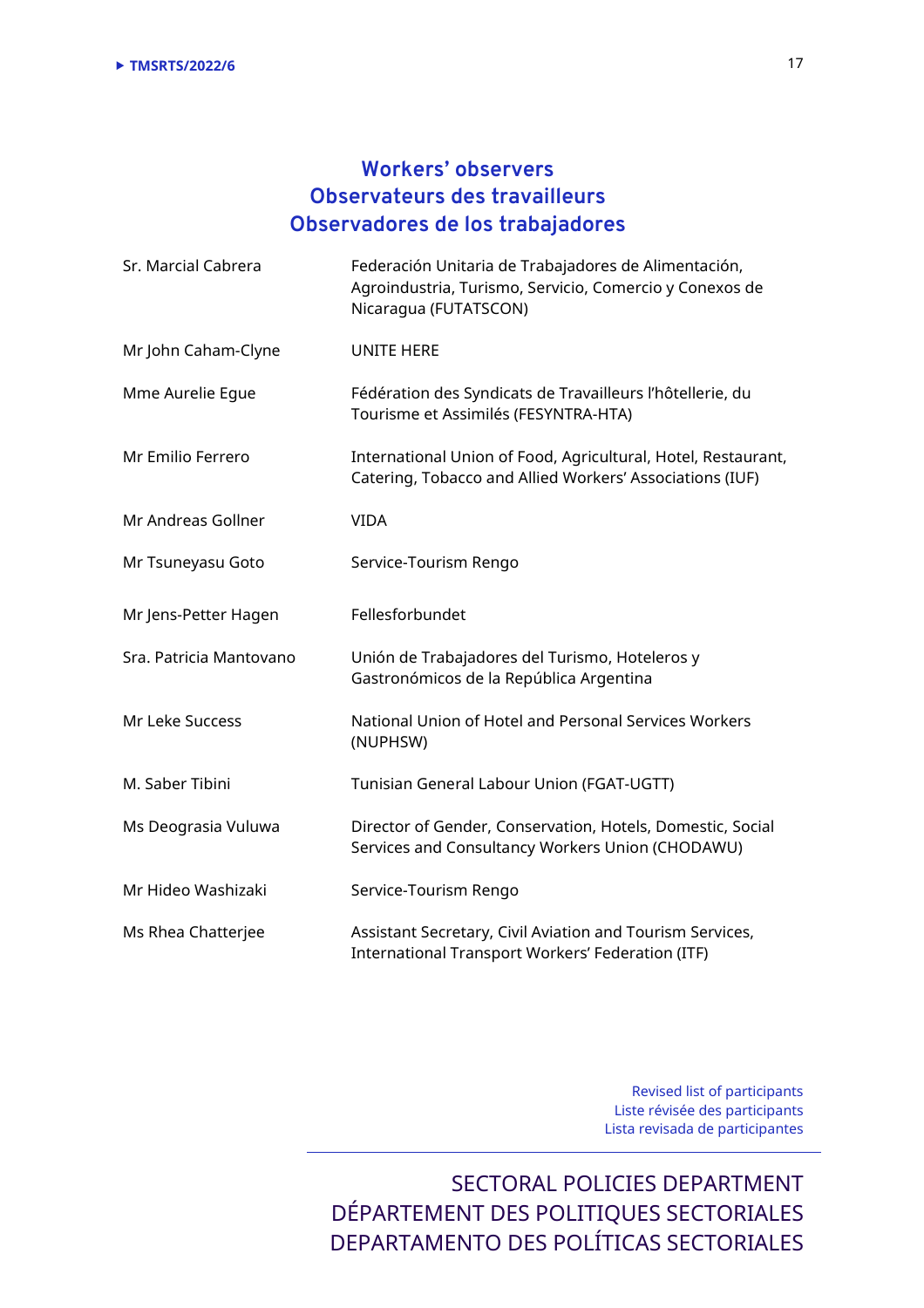## Workers' observers
## Observateurs des travailleurs
## Observadores de los trabajadores

| | |
|---|---|
| Sr. Marcial Cabrera | Federación Unitaria de Trabajadores de Alimentación, Agroindustria, Turismo, Servicio, Comercio y Conexos de Nicaragua (FUTATSCON) |
| Mr John Caham-Clyne | UNITE HERE |
| Mme Aurelie Egue | Fédération des Syndicats de Travailleurs l'hôtellerie, du Tourisme et Assimilés (FESYNTRA-HTA) |
| Mr Emilio Ferrero | International Union of Food, Agricultural, Hotel, Restaurant, Catering, Tobacco and Allied Workers' Associations (IUF) |
| Mr Andreas Gollner | VIDA |
| Mr Tsuneyasu Goto | Service-Tourism Rengo |
| Mr Jens-Petter Hagen | Fellesforbundet |
| Sra. Patricia Mantovano | Unión de Trabajadores del Turismo, Hoteleros y Gastronómicos de la República Argentina |
| Mr Leke Success | National Union of Hotel and Personal Services Workers (NUPHSW) |
| M. Saber Tibini | Tunisian General Labour Union (FGAT-UGTT) |
| Ms Deograsia Vuluwa | Director of Gender, Conservation, Hotels, Domestic, Social Services and Consultancy Workers Union (CHODAWU) |
| Mr Hideo Washizaki | Service-Tourism Rengo |
| Ms Rhea Chatterjee | Assistant Secretary, Civil Aviation and Tourism Services, International Transport Workers' Federation (ITF) |

Revised list of participants
Liste révisée des participants
Lista revisada de participantes

SECTORAL POLICIES DEPARTMENT
DÉPARTEMENT DES POLITIQUES SECTORIALES
DEPARTAMENTO DES POLÍTICAS SECTORIALES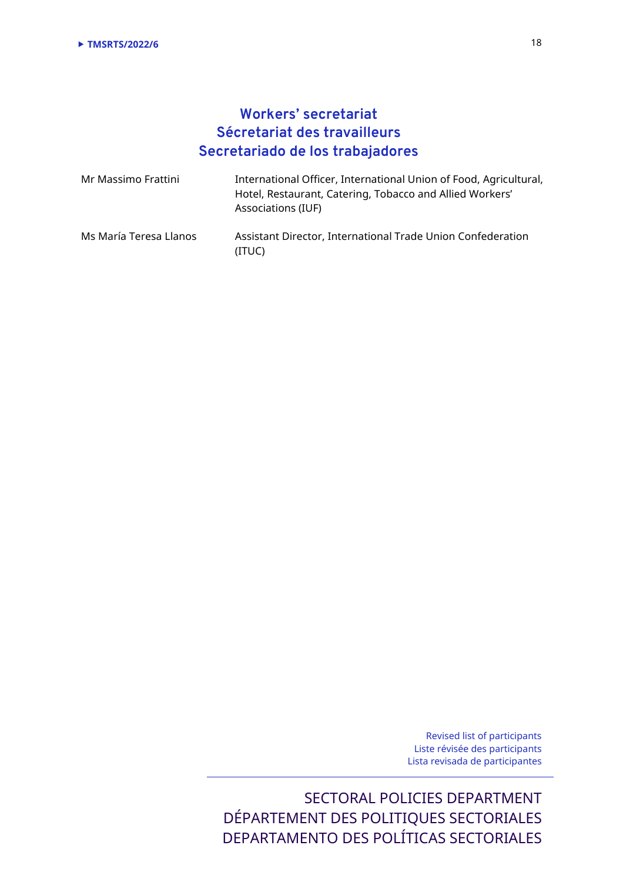## Workers' secretariat
## Sécretariat des travailleurs
## Secretariado de los trabajadores

| | |
|---|---|
| Mr Massimo Frattini | International Officer, International Union of Food, Agricultural, Hotel, Restaurant, Catering, Tobacco and Allied Workers' Associations (IUF) |
| Ms María Teresa Llanos | Assistant Director, International Trade Union Confederation (ITUC) |

Revised list of participants
Liste révisée des participants
Lista revisada de participantes

SECTORAL POLICIES DEPARTMENT
DÉPARTEMENT DES POLITIQUES SECTORIALES
DEPARTAMENTO DES POLÍTICAS SECTORIALES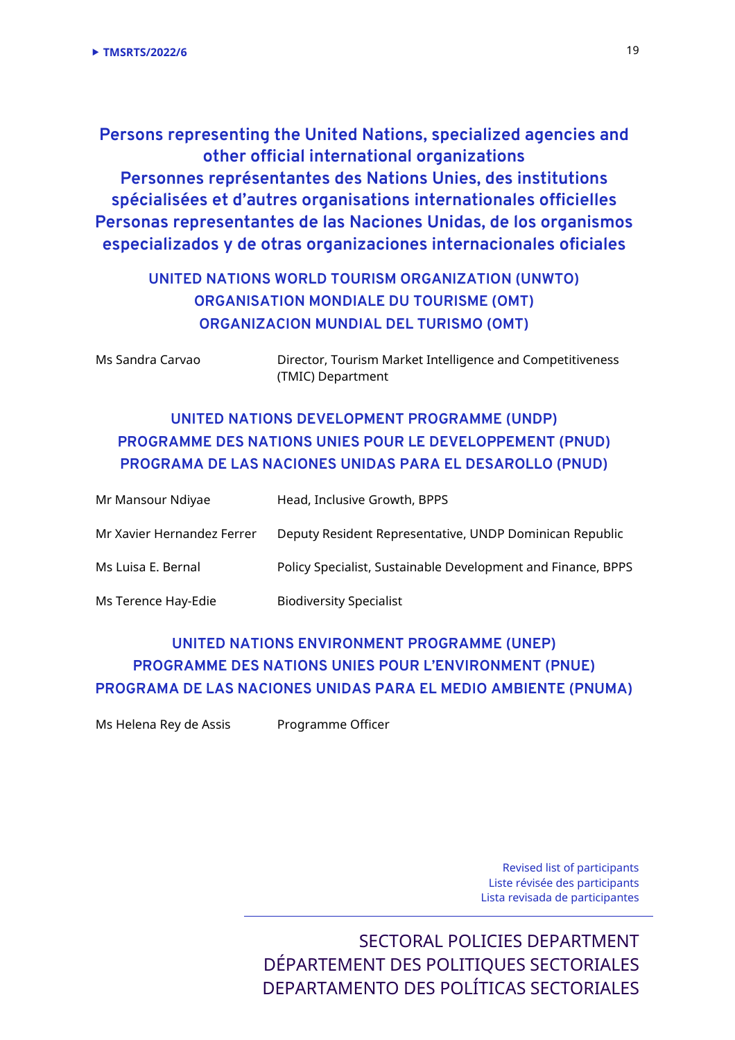## Persons representing the United Nations, specialized agencies and other official international organizations
## Personnes représentantes des Nations Unies, des institutions spécialisées et d'autres organisations internationales officielles
## Personas representantes de las Naciones Unidas, de los organismos especializados y de otras organizaciones internacionales oficiales

### UNITED NATIONS WORLD TOURISM ORGANIZATION (UNWTO)
### ORGANISATION MONDIALE DU TOURISME (OMT)
### ORGANIZACION MUNDIAL DEL TURISMO (OMT)

| | |
|---|---|
| Ms Sandra Carvao | Director, Tourism Market Intelligence and Competitiveness (TMIC) Department |

### UNITED NATIONS DEVELOPMENT PROGRAMME (UNDP)
### PROGRAMME DES NATIONS UNIES POUR LE DEVELOPPEMENT (PNUD)
### PROGRAMA DE LAS NACIONES UNIDAS PARA EL DESAROLLO (PNUD)

| | |
|---|---|
| Mr Mansour Ndiyae | Head, Inclusive Growth, BPPS |
| Mr Xavier Hernandez Ferrer | Deputy Resident Representative, UNDP Dominican Republic |
| Ms Luisa E. Bernal | Policy Specialist, Sustainable Development and Finance, BPPS |
| Ms Terence Hay-Edie | Biodiversity Specialist |

### UNITED NATIONS ENVIRONMENT PROGRAMME (UNEP)
### PROGRAMME DES NATIONS UNIES POUR L'ENVIRONMENT (PNUE)
### PROGRAMA DE LAS NACIONES UNIDAS PARA EL MEDIO AMBIENTE (PNUMA)

| | |
|---|---|
| Ms Helena Rey de Assis | Programme Officer |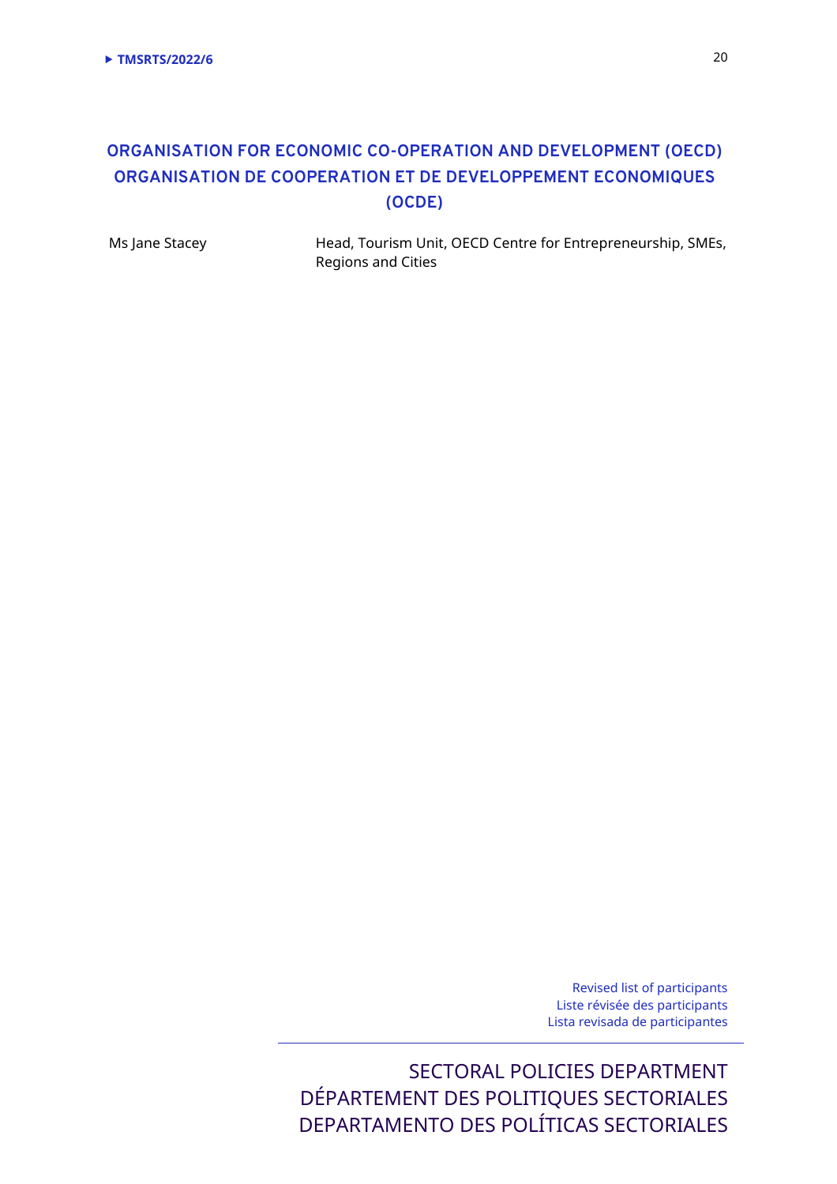## ORGANISATION FOR ECONOMIC CO-OPERATION AND DEVELOPMENT (OECD)
## ORGANISATION DE COOPERATION ET DE DEVELOPPEMENT ECONOMIQUES (OCDE)

| | |
|---|---|
| Ms Jane Stacey | Head, Tourism Unit, OECD Centre for Entrepreneurship, SMEs, Regions and Cities |

Revised list of participants
Liste révisée des participants
Lista revisada de participantes

SECTORAL POLICIES DEPARTMENT
DÉPARTEMENT DES POLITIQUES SECTORIALES
DEPARTAMENTO DES POLÍTICAS SECTORIALES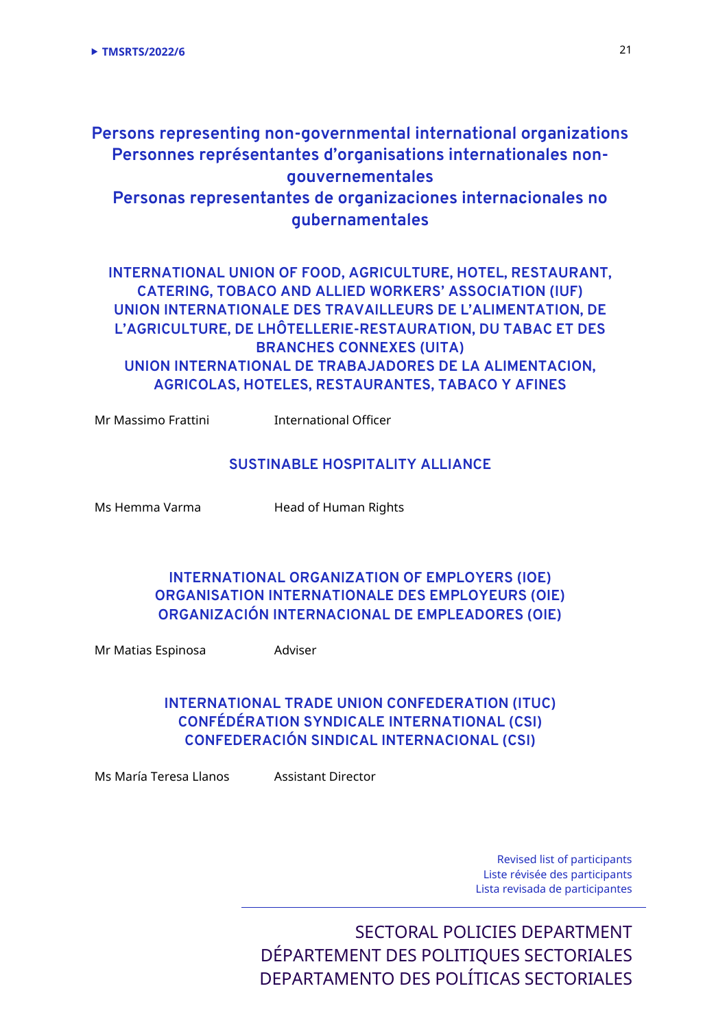## Persons representing non-governmental international organizations
## Personnes représentantes d'organisations internationales non-gouvernementales
## Personas representantes de organizaciones internacionales no gubernamentales

### INTERNATIONAL UNION OF FOOD, AGRICULTURE, HOTEL, RESTAURANT, CATERING, TOBACCO AND ALLIED WORKERS' ASSOCIATION (IUF)
### UNION INTERNATIONALE DES TRAVAILLEURS DE L'ALIMENTATION, DE L'AGRICULTURE, DE LHÔTELLERIE-RESTAURATION, DU TABAC ET DES BRANCHES CONNEXES (UITA)
### UNION INTERNATIONAL DE TRABAJADORES DE LA ALIMENTACION, AGRICOLAS, HOTELES, RESTAURANTES, TABACO Y AFINES

Mr Massimo Frattini — International Officer

### SUSTAINABLE HOSPITALITY ALLIANCE

Ms Hemma Varma — Head of Human Rights

### INTERNATIONAL ORGANIZATION OF EMPLOYERS (IOE)
### ORGANISATION INTERNATIONALE DES EMPLOYEURS (OIE)
### ORGANIZACIÓN INTERNACIONAL DE EMPLEADORES (OIE)

Mr Matias Espinosa — Adviser

### INTERNATIONAL TRADE UNION CONFEDERATION (ITUC)
### CONFÉDÉRATION SYNDICALE INTERNATIONAL (CSI)
### CONFEDERACIÓN SINDICAL INTERNACIONAL (CSI)

Ms María Teresa Llanos — Assistant Director

Revised list of participants
Liste révisée des participants
Lista revisada de participantes

SECTORAL POLICIES DEPARTMENT
DÉPARTEMENT DES POLITIQUES SECTORIALES
DEPARTAMENTO DES POLÍTICAS SECTORIALES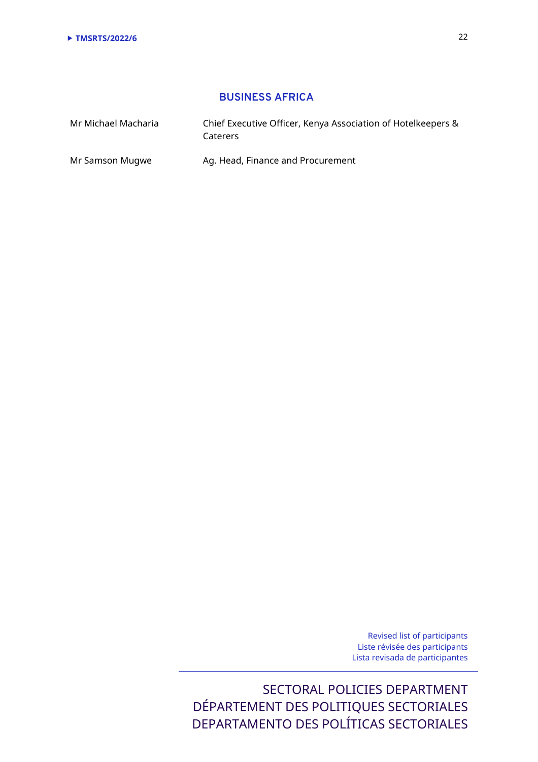## BUSINESS AFRICA

| | |
|---|---|
| Mr Michael Macharia | Chief Executive Officer, Kenya Association of Hotelkeepers & Caterers |
| Mr Samson Mugwe | Ag. Head, Finance and Procurement |

Revised list of participants
Liste révisée des participants
Lista revisada de participantes

SECTORAL POLICIES DEPARTMENT
DÉPARTEMENT DES POLITIQUES SECTORIALES
DEPARTAMENTO DES POLÍTICAS SECTORIALES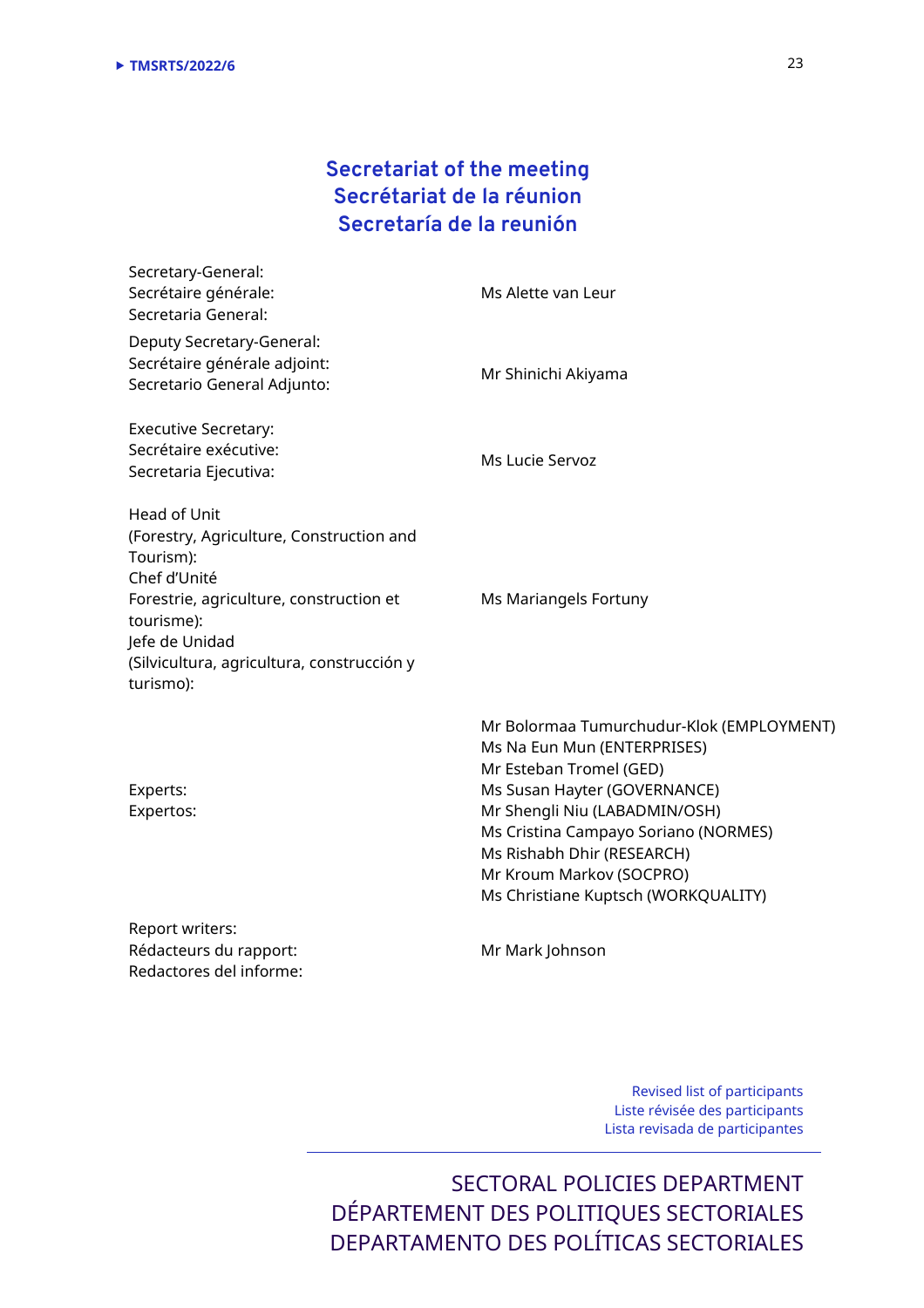# Secretariat of the meeting
# Secrétariat de la réunion
# Secretaría de la reunión

| | |
|---|---|
| Secretary-General:<br>Secrétaire générale:<br>Secretaria General: | Ms Alette van Leur |
| Deputy Secretary-General:<br>Secrétaire générale adjoint:<br>Secretario General Adjunto: | Mr Shinichi Akiyama |
| Executive Secretary:<br>Secrétaire exécutive:<br>Secretaria Ejecutiva: | Ms Lucie Servoz |
| Head of Unit<br>(Forestry, Agriculture, Construction and Tourism):<br>Chef d'Unité<br>Forestrie, agriculture, construction et tourisme):<br>Jefe de Unidad<br>(Silvicultura, agricultura, construcción y turismo): | Ms Mariangels Fortuny |
| Experts:<br>Expertos: | Mr Bolormaa Tumurchudur-Klok (EMPLOYMENT)<br>Ms Na Eun Mun (ENTERPRISES)<br>Mr Esteban Tromel (GED)<br>Ms Susan Hayter (GOVERNANCE)<br>Mr Shengli Niu (LABADMIN/OSH)<br>Ms Cristina Campayo Soriano (NORMES)<br>Ms Rishabh Dhir (RESEARCH)<br>Mr Kroum Markov (SOCPRO)<br>Ms Christiane Kuptsch (WORKQUALITY) |
| Report writers:<br>Rédacteurs du rapport:<br>Redactores del informe: | Mr Mark Johnson |

Revised list of participants
Liste révisée des participants
Lista revisada de participantes

SECTORAL POLICIES DEPARTMENT
DÉPARTEMENT DES POLITIQUES SECTORIALES
DEPARTAMENTO DES POLÍTICAS SECTORIALES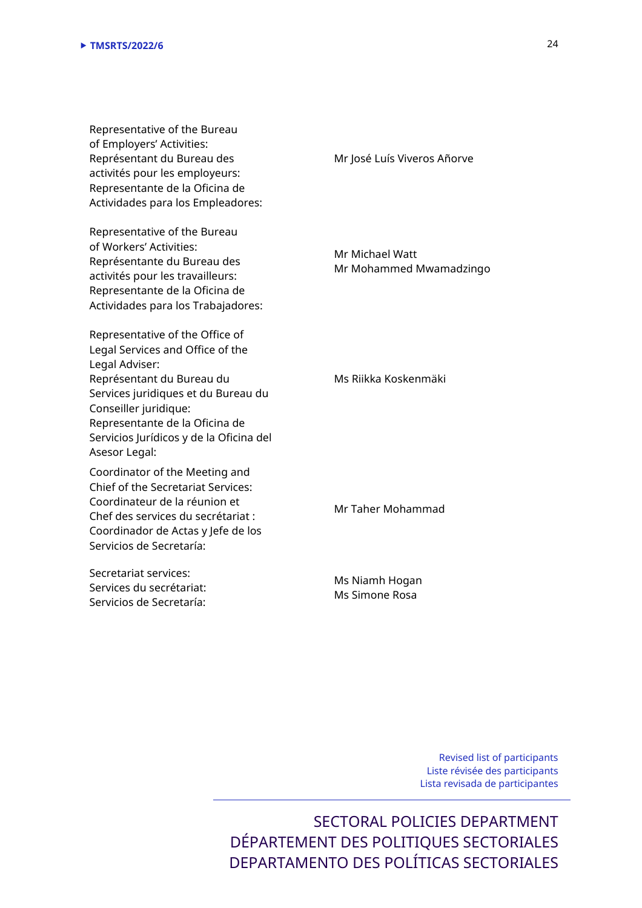| | |
|---|---|
| Representative of the Bureau of Employers' Activities:<br>Représentant du Bureau des activités pour les employeurs:<br>Representante de la Oficina de Actividades para los Empleadores: | Mr José Luís Viveros Añorve |
| Representative of the Bureau of Workers' Activities:<br>Représentante du Bureau des activités pour les travailleurs:<br>Representante de la Oficina de Actividades para los Trabajadores: | Mr Michael Watt<br>Mr Mohammed Mwamadzingo |
| Representative of the Office of Legal Services and Office of the Legal Adviser:<br>Représentant du Bureau du Services juridiques et du Bureau du Conseiller juridique:<br>Representante de la Oficina de Servicios Jurídicos y de la Oficina del Asesor Legal: | Ms Riikka Koskenmäki |
| Coordinator of the Meeting and Chief of the Secretariat Services:<br>Coordinateur de la réunion et Chef des services du secrétariat :<br>Coordinador de Actas y Jefe de los Servicios de Secretaría: | Mr Taher Mohammad |
| Secretariat services:<br>Services du secrétariat:<br>Servicios de Secretaría: | Ms Niamh Hogan<br>Ms Simone Rosa |

Revised list of participants
Liste révisée des participants
Lista revisada de participantes

SECTORAL POLICIES DEPARTMENT
DÉPARTEMENT DES POLITIQUES SECTORIALES
DEPARTAMENTO DES POLÍTICAS SECTORIALES